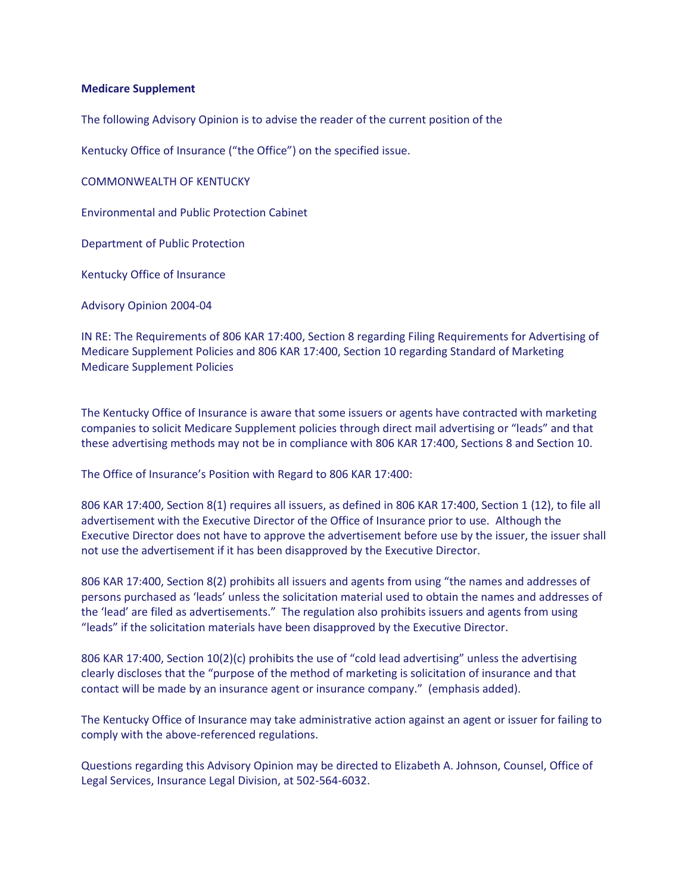**Medicare Supplement**

The following Advisory Opinion is to advise the reader of the current position of the

Kentucky Office of Insurance ("the Office") on the specified issue.

COMMONWEALTH OF KENTUCKY

Environmental and Public Protection Cabinet

Department of Public Protection

Kentucky Office of Insurance

Advisory Opinion 2004-04

IN RE: The Requirements of 806 KAR 17:400, Section 8 regarding Filing Requirements for Advertising of Medicare Supplement Policies and 806 KAR 17:400, Section 10 regarding Standard of Marketing Medicare Supplement Policies

The Kentucky Office of Insurance is aware that some issuers or agents have contracted with marketing companies to solicit Medicare Supplement policies through direct mail advertising or "leads" and that these advertising methods may not be in compliance with 806 KAR 17:400, Sections 8 and Section 10.

The Office of Insurance's Position with Regard to 806 KAR 17:400:

806 KAR 17:400, Section 8(1) requires all issuers, as defined in 806 KAR 17:400, Section 1 (12), to file all advertisement with the Executive Director of the Office of Insurance prior to use. Although the Executive Director does not have to approve the advertisement before use by the issuer, the issuer shall not use the advertisement if it has been disapproved by the Executive Director.

806 KAR 17:400, Section 8(2) prohibits all issuers and agents from using "the names and addresses of persons purchased as 'leads' unless the solicitation material used to obtain the names and addresses of the 'lead' are filed as advertisements." The regulation also prohibits issuers and agents from using "leads" if the solicitation materials have been disapproved by the Executive Director.

806 KAR 17:400, Section 10(2)(c) prohibits the use of "cold lead advertising" unless the advertising clearly discloses that the "purpose of the method of marketing is solicitation of insurance and that contact will be made by an insurance agent or insurance company." (emphasis added).

The Kentucky Office of Insurance may take administrative action against an agent or issuer for failing to comply with the above-referenced regulations.

Questions regarding this Advisory Opinion may be directed to Elizabeth A. Johnson, Counsel, Office of Legal Services, Insurance Legal Division, at 502-564-6032.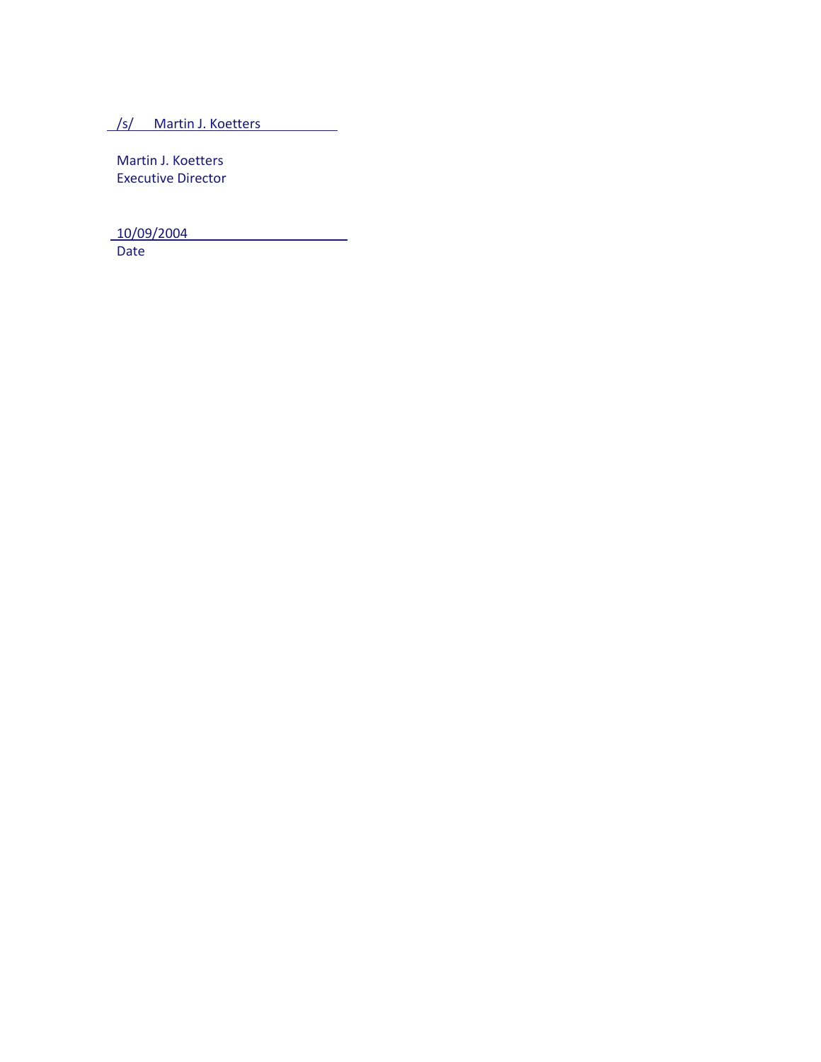/s/ Martin J. Koetters

Martin J. Koetters
Executive Director

10/09/2004
Date